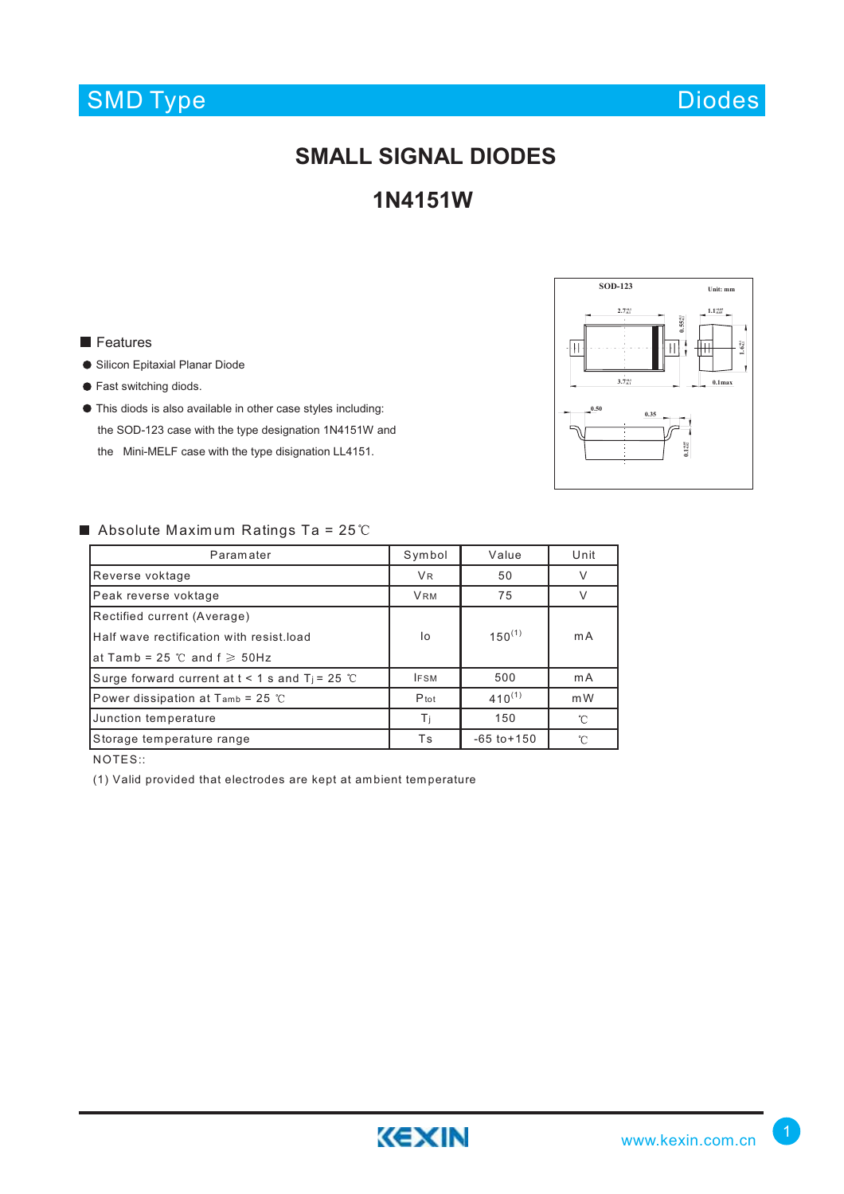SMD Type — Diodes

# SMALL SIGNAL DIODES

# 1N4151W

## Features

- Silicon Epitaxial Planar Diode
- Fast switching diods.
- This diods is also available in other case styles including: the SOD-123 case with the type designation 1N4151W and the Mini-MELF case with the type disignation LL4151.

## Absolute Maximum Ratings Ta = 25℃

| Paramater | Symbol | Value | Unit |
|---|---|---|---|
| Reverse voktage | $V_R$ | 50 | V |
| Peak reverse voktage | $V_{RM}$ | 75 | V |
| Rectified current (Average) Half wave rectification with resist.load at Tamb = 25 ℃ and f ≥ 50Hz | Io | 150 (1) | mA |
| Surge forward current at t < 1 s and $T_j$ = 25 ℃ | $I_{FSM}$ | 500 | mA |
| Power dissipation at $T_{amb}$ = 25 ℃ | $P_{tot}$ | 410 (1) | mW |
| Junction temperature | $T_j$ | 150 | ℃ |
| Storage temperature range | Ts | -65 to+150 | ℃ |

NOTES::

(1) Valid provided that electrodes are kept at ambient temperature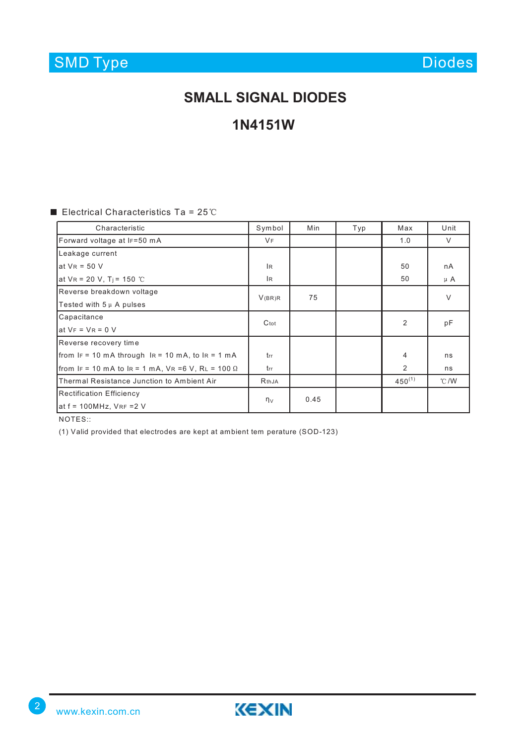SMD Type Diodes

# SMALL SIGNAL DIODES

## 1N4151W

■ Electrical Characteristics Ta = 25℃

| Characteristic | Symbol | Min | Typ | Max | Unit |
|---|---|---|---|---|---|
| Forward voltage at $I_F$=50 mA | $V_F$ | | | 1.0 | V |
| Leakage current<br>at $V_R$ = 50 V<br>at $V_R$ = 20 V, $T_j$ = 150 ℃ | <br>$I_R$<br>$I_R$ | | | <br>50<br>50 | <br>nA<br>μ A |
| Reverse breakdown voltage<br>Tested with 5 μ A pulses | $V_{(BR)R}$ | 75 | | | V |
| Capacitance<br>at $V_F$ = $V_R$ = 0 V | $C_{tot}$ | | | 2 | pF |
| Reverse recovery time<br>from $I_F$ = 10 mA through $I_R$ = 10 mA, to $I_R$ = 1 mA<br>from $I_F$ = 10 mA to $I_R$ = 1 mA, $V_R$ =6 V, $R_L$ = 100 Ω | <br>$t_{rr}$<br>$t_{rr}$ | | | <br>4<br>2 | <br>ns<br>ns |
| Thermal Resistance Junction to Ambient Air | $R_{thJA}$ | | | 450(1) | ℃/W |
| Rectification Efficiency<br>at f = 100MHz, $V_{RF}$ =2 V | $\eta_v$ | 0.45 | | | |

NOTES::

(1) Valid provided that electrodes are kept at ambient tem perature (SOD-123)